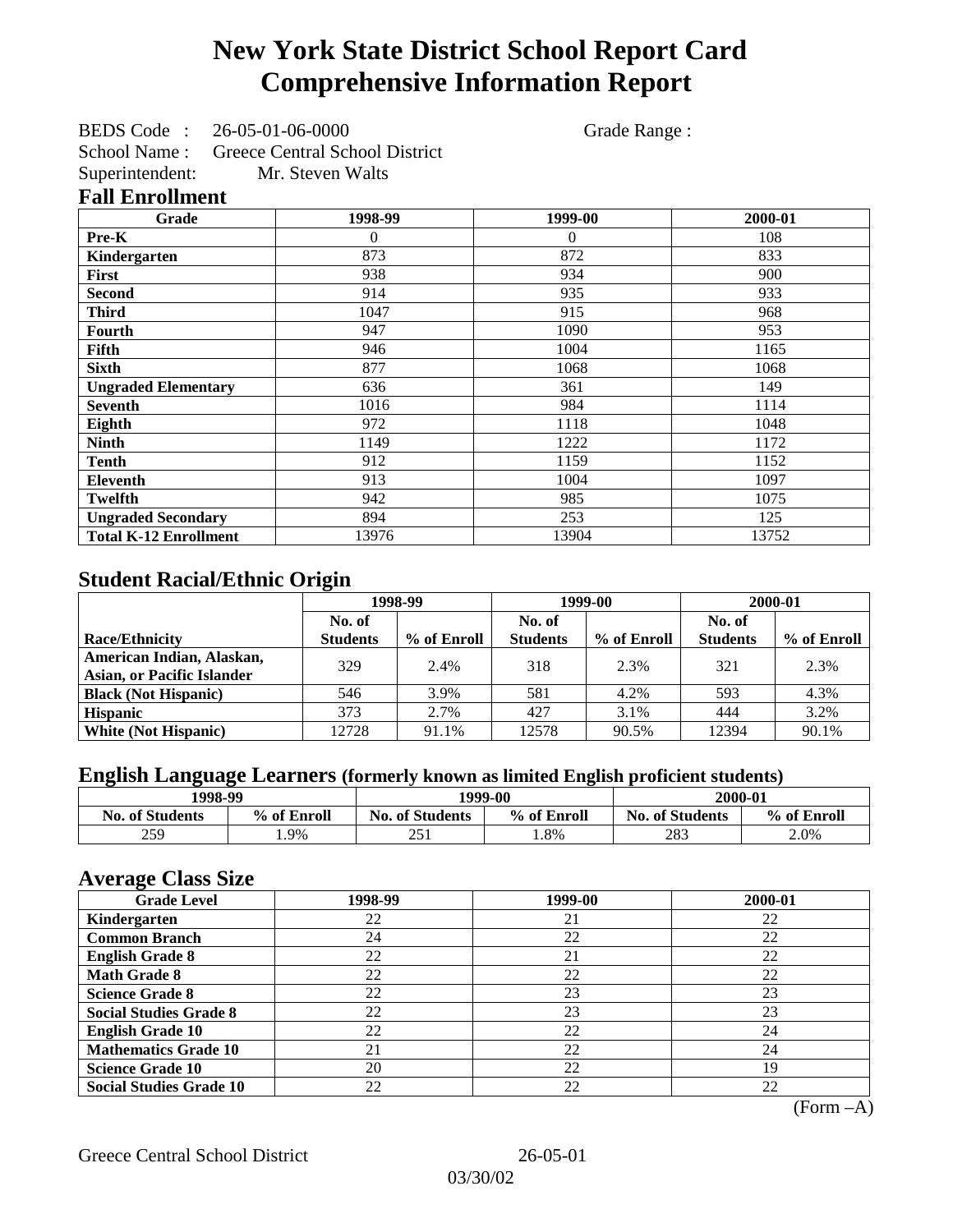# New York State District School Report Card
# Comprehensive Information Report

BEDS Code : 26-05-01-06-0000 Grade Range :
School Name : Greece Central School District
Superintendent: Mr. Steven Walts

## Fall Enrollment

| Grade | 1998-99 | 1999-00 | 2000-01 |
|---|---|---|---|
| **Pre-K** | 0 | 0 | 108 |
| **Kindergarten** | 873 | 872 | 833 |
| **First** | 938 | 934 | 900 |
| **Second** | 914 | 935 | 933 |
| **Third** | 1047 | 915 | 968 |
| **Fourth** | 947 | 1090 | 953 |
| **Fifth** | 946 | 1004 | 1165 |
| **Sixth** | 877 | 1068 | 1068 |
| **Ungraded Elementary** | 636 | 361 | 149 |
| **Seventh** | 1016 | 984 | 1114 |
| **Eighth** | 972 | 1118 | 1048 |
| **Ninth** | 1149 | 1222 | 1172 |
| **Tenth** | 912 | 1159 | 1152 |
| **Eleventh** | 913 | 1004 | 1097 |
| **Twelfth** | 942 | 985 | 1075 |
| **Ungraded Secondary** | 894 | 253 | 125 |
| **Total K-12 Enrollment** | 13976 | 13904 | 13752 |

## Student Racial/Ethnic Origin

| | 1998-99 | | 1999-00 | | 2000-01 | |
|---|---|---|---|---|---|---|
| **Race/Ethnicity** | **No. of Students** | **% of Enroll** | **No. of Students** | **% of Enroll** | **No. of Students** | **% of Enroll** |
| **American Indian, Alaskan, Asian, or Pacific Islander** | 329 | 2.4% | 318 | 2.3% | 321 | 2.3% |
| **Black (Not Hispanic)** | 546 | 3.9% | 581 | 4.2% | 593 | 4.3% |
| **Hispanic** | 373 | 2.7% | 427 | 3.1% | 444 | 3.2% |
| **White (Not Hispanic)** | 12728 | 91.1% | 12578 | 90.5% | 12394 | 90.1% |

## English Language Learners (formerly known as limited English proficient students)

| 1998-99 | | 1999-00 | | 2000-01 | |
|---|---|---|---|---|---|
| **No. of Students** | **% of Enroll** | **No. of Students** | **% of Enroll** | **No. of Students** | **% of Enroll** |
| 259 | 1.9% | 251 | 1.8% | 283 | 2.0% |

## Average Class Size

| Grade Level | 1998-99 | 1999-00 | 2000-01 |
|---|---|---|---|
| **Kindergarten** | 22 | 21 | 22 |
| **Common Branch** | 24 | 22 | 22 |
| **English Grade 8** | 22 | 21 | 22 |
| **Math Grade 8** | 22 | 22 | 22 |
| **Science Grade 8** | 22 | 23 | 23 |
| **Social Studies Grade 8** | 22 | 23 | 23 |
| **English Grade 10** | 22 | 22 | 24 |
| **Mathematics Grade 10** | 21 | 22 | 24 |
| **Science Grade 10** | 20 | 22 | 19 |
| **Social Studies Grade 10** | 22 | 22 | 22 |

(Form –A)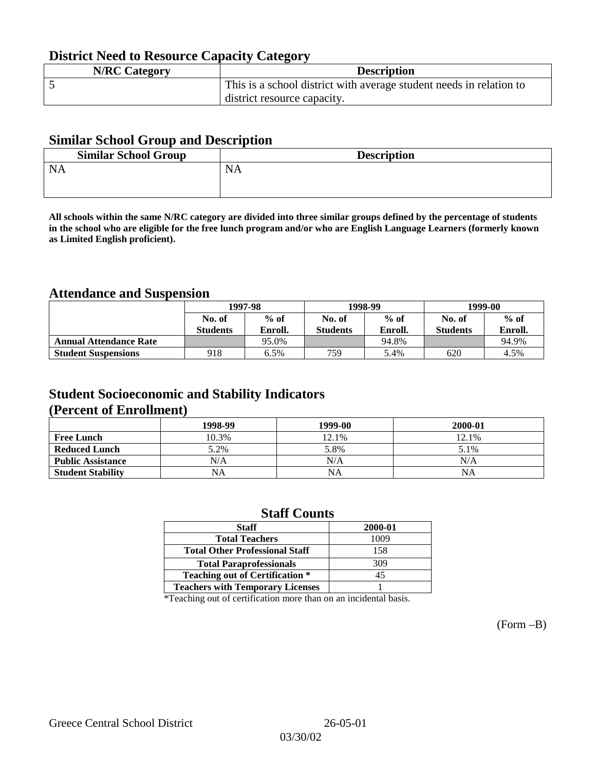## District Need to Resource Capacity Category

| N/RC Category | Description |
|---|---|
| 5 | This is a school district with average student needs in relation to district resource capacity. |

## Similar School Group and Description

| Similar School Group | Description |
|---|---|
| NA | NA |

**All schools within the same N/RC category are divided into three similar groups defined by the percentage of students in the school who are eligible for the free lunch program and/or who are English Language Learners (formerly known as Limited English proficient).**

## Attendance and Suspension

| | 1997-98 | | 1998-99 | | 1999-00 | |
|---|---|---|---|---|---|---|
| | No. of Students | % of Enroll. | No. of Students | % of Enroll. | No. of Students | % of Enroll. |
| **Annual Attendance Rate** | | 95.0% | | 94.8% | | 94.9% |
| **Student Suspensions** | 918 | 6.5% | 759 | 5.4% | 620 | 4.5% |

## Student Socioeconomic and Stability Indicators (Percent of Enrollment)

| | 1998-99 | 1999-00 | 2000-01 |
|---|---|---|---|
| **Free Lunch** | 10.3% | 12.1% | 12.1% |
| **Reduced Lunch** | 5.2% | 5.8% | 5.1% |
| **Public Assistance** | N/A | N/A | N/A |
| **Student Stability** | NA | NA | NA |

## Staff Counts

| Staff | 2000-01 |
|---|---|
| Total Teachers | 1009 |
| Total Other Professional Staff | 158 |
| Total Paraprofessionals | 309 |
| Teaching out of Certification * | 45 |
| Teachers with Temporary Licenses | 1 |

*Teaching out of certification more than on an incidental basis.

(Form –B)

Greece Central School District 26-05-01
03/30/02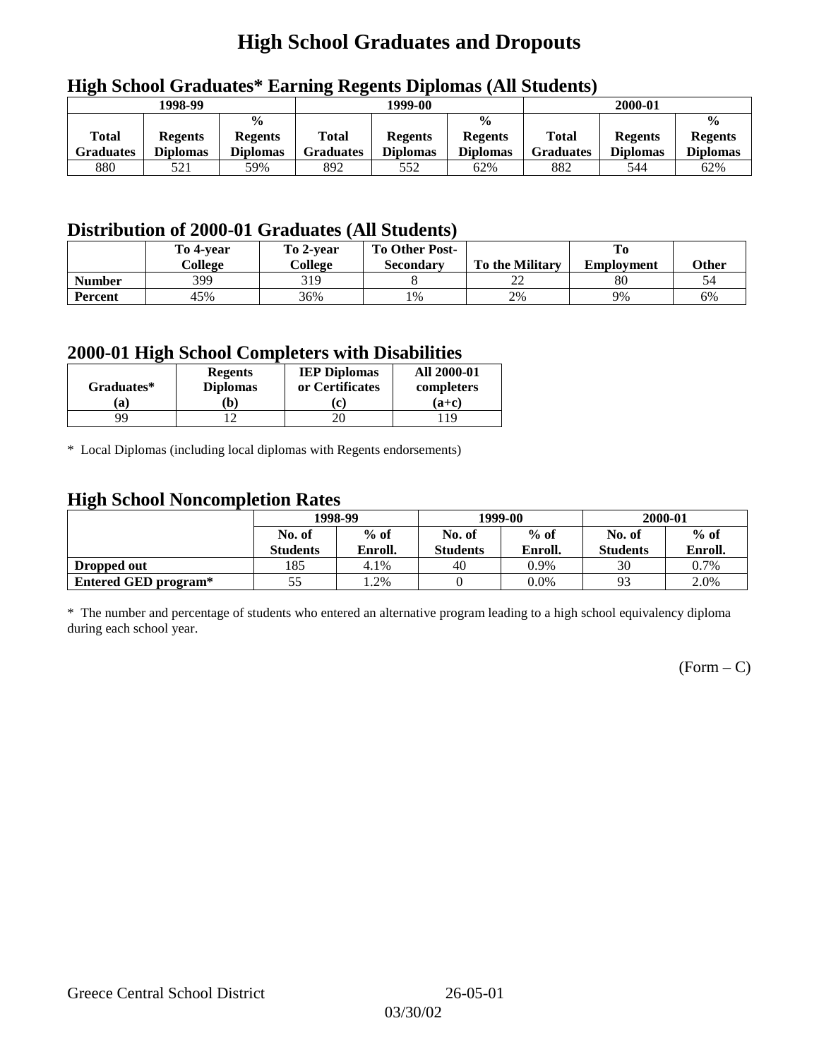# High School Graduates and Dropouts

## High School Graduates* Earning Regents Diplomas (All Students)

| 1998-99 | | | 1999-00 | | | 2000-01 | | |
|---|---|---|---|---|---|---|---|---|
| Total Graduates | Regents Diplomas | % Regents Diplomas | Total Graduates | Regents Diplomas | % Regents Diplomas | Total Graduates | Regents Diplomas | % Regents Diplomas |
| 880 | 521 | 59% | 892 | 552 | 62% | 882 | 544 | 62% |

## Distribution of 2000-01 Graduates (All Students)

| | To 4-year College | To 2-year College | To Other Post-Secondary | To the Military | To Employment | Other |
|---|---|---|---|---|---|---|
| **Number** | 399 | 319 | 8 | 22 | 80 | 54 |
| **Percent** | 45% | 36% | 1% | 2% | 9% | 6% |

## 2000-01 High School Completers with Disabilities

| Graduates* (a) | Regents Diplomas (b) | IEP Diplomas or Certificates (c) | All 2000-01 completers (a+c) |
|---|---|---|---|
| 99 | 12 | 20 | 119 |

\* Local Diplomas (including local diplomas with Regents endorsements)

## High School Noncompletion Rates

| | 1998-99 | | 1999-00 | | 2000-01 | |
|---|---|---|---|---|---|---|
| | No. of Students | % of Enroll. | No. of Students | % of Enroll. | No. of Students | % of Enroll. |
| **Dropped out** | 185 | 4.1% | 40 | 0.9% | 30 | 0.7% |
| **Entered GED program*** | 55 | 1.2% | 0 | 0.0% | 93 | 2.0% |

\* The number and percentage of students who entered an alternative program leading to a high school equivalency diploma during each school year.

(Form – C)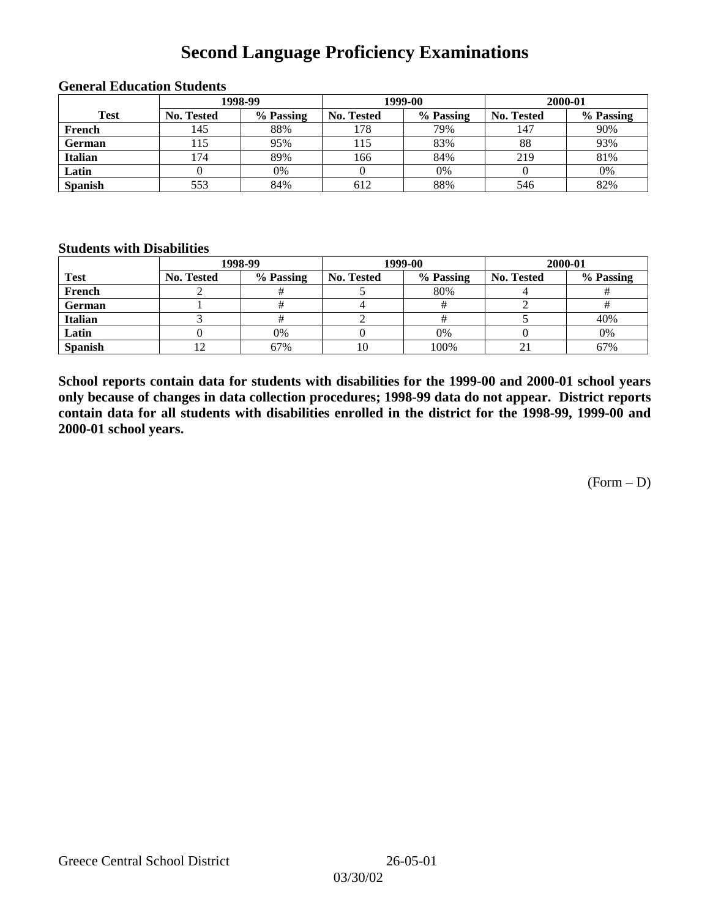# Second Language Proficiency Examinations

### General Education Students

| Test | 1998-99 | | 1999-00 | | 2000-01 | |
|---|---|---|---|---|---|---|
| | No. Tested | % Passing | No. Tested | % Passing | No. Tested | % Passing |
| French | 145 | 88% | 178 | 79% | 147 | 90% |
| German | 115 | 95% | 115 | 83% | 88 | 93% |
| Italian | 174 | 89% | 166 | 84% | 219 | 81% |
| Latin | 0 | 0% | 0 | 0% | 0 | 0% |
| Spanish | 553 | 84% | 612 | 88% | 546 | 82% |

### Students with Disabilities

| Test | 1998-99 | | 1999-00 | | 2000-01 | |
|---|---|---|---|---|---|---|
| | No. Tested | % Passing | No. Tested | % Passing | No. Tested | % Passing |
| French | 2 | # | 5 | 80% | 4 | # |
| German | 1 | # | 4 | # | 2 | # |
| Italian | 3 | # | 2 | # | 5 | 40% |
| Latin | 0 | 0% | 0 | 0% | 0 | 0% |
| Spanish | 12 | 67% | 10 | 100% | 21 | 67% |

**School reports contain data for students with disabilities for the 1999-00 and 2000-01 school years only because of changes in data collection procedures; 1998-99 data do not appear. District reports contain data for all students with disabilities enrolled in the district for the 1998-99, 1999-00 and 2000-01 school years.**

(Form – D)

Greece Central School District 26-05-01

03/30/02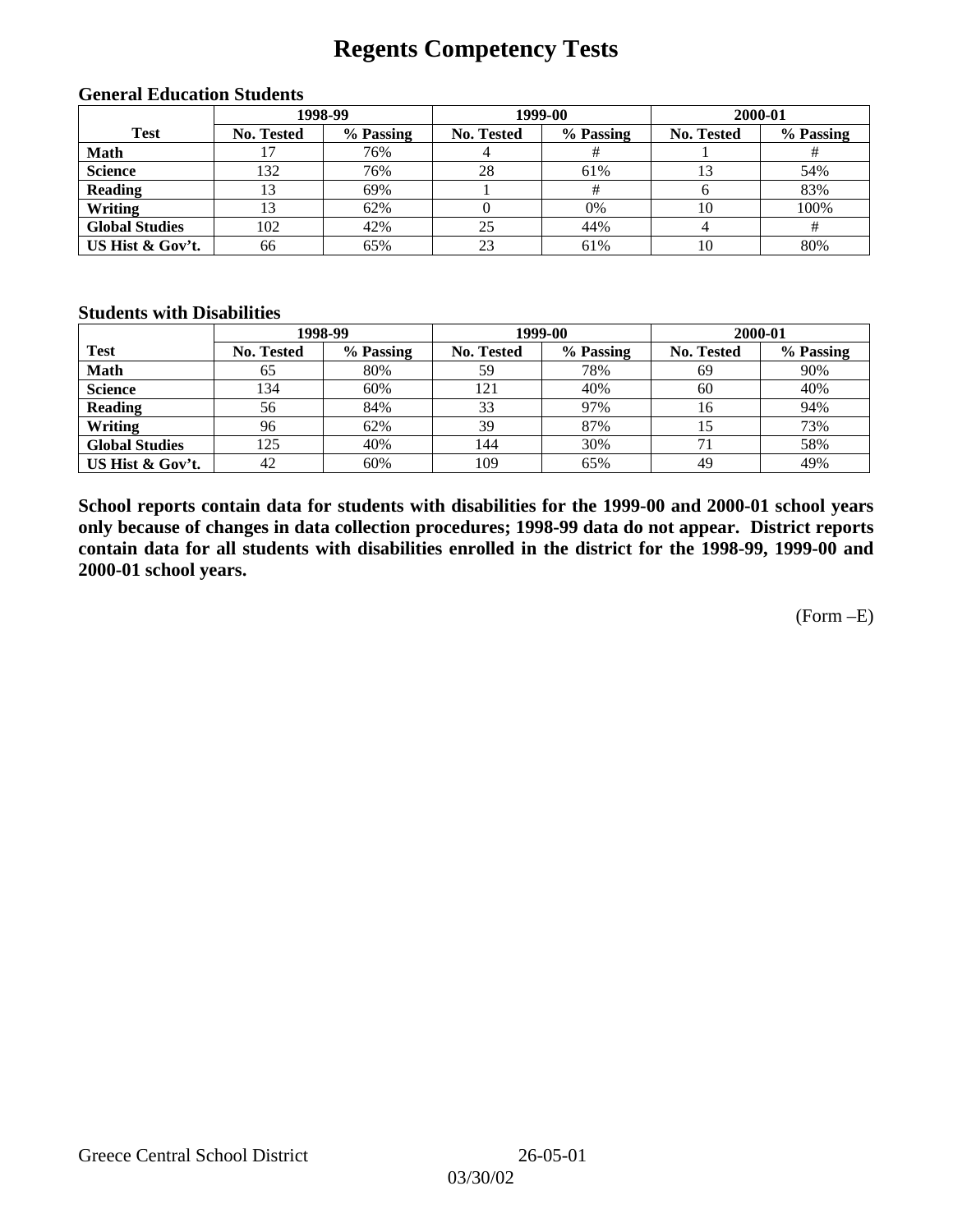# Regents Competency Tests

### General Education Students

| Test | 1998-99 | | 1999-00 | | 2000-01 | |
|---|---|---|---|---|---|---|
| | No. Tested | % Passing | No. Tested | % Passing | No. Tested | % Passing |
| **Math** | 17 | 76% | 4 | # | 1 | # |
| **Science** | 132 | 76% | 28 | 61% | 13 | 54% |
| **Reading** | 13 | 69% | 1 | # | 6 | 83% |
| **Writing** | 13 | 62% | 0 | 0% | 10 | 100% |
| **Global Studies** | 102 | 42% | 25 | 44% | 4 | # |
| **US Hist & Gov't.** | 66 | 65% | 23 | 61% | 10 | 80% |

### Students with Disabilities

| Test | 1998-99 | | 1999-00 | | 2000-01 | |
|---|---|---|---|---|---|---|
| | No. Tested | % Passing | No. Tested | % Passing | No. Tested | % Passing |
| **Math** | 65 | 80% | 59 | 78% | 69 | 90% |
| **Science** | 134 | 60% | 121 | 40% | 60 | 40% |
| **Reading** | 56 | 84% | 33 | 97% | 16 | 94% |
| **Writing** | 96 | 62% | 39 | 87% | 15 | 73% |
| **Global Studies** | 125 | 40% | 144 | 30% | 71 | 58% |
| **US Hist & Gov't.** | 42 | 60% | 109 | 65% | 49 | 49% |

**School reports contain data for students with disabilities for the 1999-00 and 2000-01 school years only because of changes in data collection procedures; 1998-99 data do not appear. District reports contain data for all students with disabilities enrolled in the district for the 1998-99, 1999-00 and 2000-01 school years.**

(Form –E)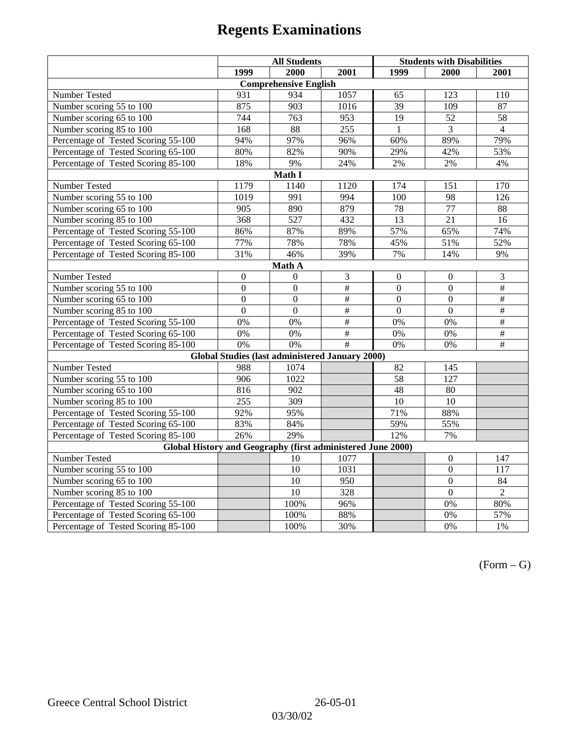# Regents Examinations

| | All Students | | | Students with Disabilities | | |
|---|---|---|---|---|---|---|
| | 1999 | 2000 | 2001 | 1999 | 2000 | 2001 |
| **Comprehensive English** | | | | | | |
| Number Tested | 931 | 934 | 1057 | 65 | 123 | 110 |
| Number scoring 55 to 100 | 875 | 903 | 1016 | 39 | 109 | 87 |
| Number scoring 65 to 100 | 744 | 763 | 953 | 19 | 52 | 58 |
| Number scoring 85 to 100 | 168 | 88 | 255 | 1 | 3 | 4 |
| Percentage of Tested Scoring 55-100 | 94% | 97% | 96% | 60% | 89% | 79% |
| Percentage of Tested Scoring 65-100 | 80% | 82% | 90% | 29% | 42% | 53% |
| Percentage of Tested Scoring 85-100 | 18% | 9% | 24% | 2% | 2% | 4% |
| **Math I** | | | | | | |
| Number Tested | 1179 | 1140 | 1120 | 174 | 151 | 170 |
| Number scoring 55 to 100 | 1019 | 991 | 994 | 100 | 98 | 126 |
| Number scoring 65 to 100 | 905 | 890 | 879 | 78 | 77 | 88 |
| Number scoring 85 to 100 | 368 | 527 | 432 | 13 | 21 | 16 |
| Percentage of Tested Scoring 55-100 | 86% | 87% | 89% | 57% | 65% | 74% |
| Percentage of Tested Scoring 65-100 | 77% | 78% | 78% | 45% | 51% | 52% |
| Percentage of Tested Scoring 85-100 | 31% | 46% | 39% | 7% | 14% | 9% |
| **Math A** | | | | | | |
| Number Tested | 0 | 0 | 3 | 0 | 0 | 3 |
| Number scoring 55 to 100 | 0 | 0 | # | 0 | 0 | # |
| Number scoring 65 to 100 | 0 | 0 | # | 0 | 0 | # |
| Number scoring 85 to 100 | 0 | 0 | # | 0 | 0 | # |
| Percentage of Tested Scoring 55-100 | 0% | 0% | # | 0% | 0% | # |
| Percentage of Tested Scoring 65-100 | 0% | 0% | # | 0% | 0% | # |
| Percentage of Tested Scoring 85-100 | 0% | 0% | # | 0% | 0% | # |
| **Global Studies (last administered January 2000)** | | | | | | |
| Number Tested | 988 | 1074 | | 82 | 145 | |
| Number scoring 55 to 100 | 906 | 1022 | | 58 | 127 | |
| Number scoring 65 to 100 | 816 | 902 | | 48 | 80 | |
| Number scoring 85 to 100 | 255 | 309 | | 10 | 10 | |
| Percentage of Tested Scoring 55-100 | 92% | 95% | | 71% | 88% | |
| Percentage of Tested Scoring 65-100 | 83% | 84% | | 59% | 55% | |
| Percentage of Tested Scoring 85-100 | 26% | 29% | | 12% | 7% | |
| **Global History and Geography (first administered June 2000)** | | | | | | |
| Number Tested | | 10 | 1077 | | 0 | 147 |
| Number scoring 55 to 100 | | 10 | 1031 | | 0 | 117 |
| Number scoring 65 to 100 | | 10 | 950 | | 0 | 84 |
| Number scoring 85 to 100 | | 10 | 328 | | 0 | 2 |
| Percentage of Tested Scoring 55-100 | | 100% | 96% | | 0% | 80% |
| Percentage of Tested Scoring 65-100 | | 100% | 88% | | 0% | 57% |
| Percentage of Tested Scoring 85-100 | | 100% | 30% | | 0% | 1% |

(Form – G)

Greece Central School District 26-05-01

03/30/02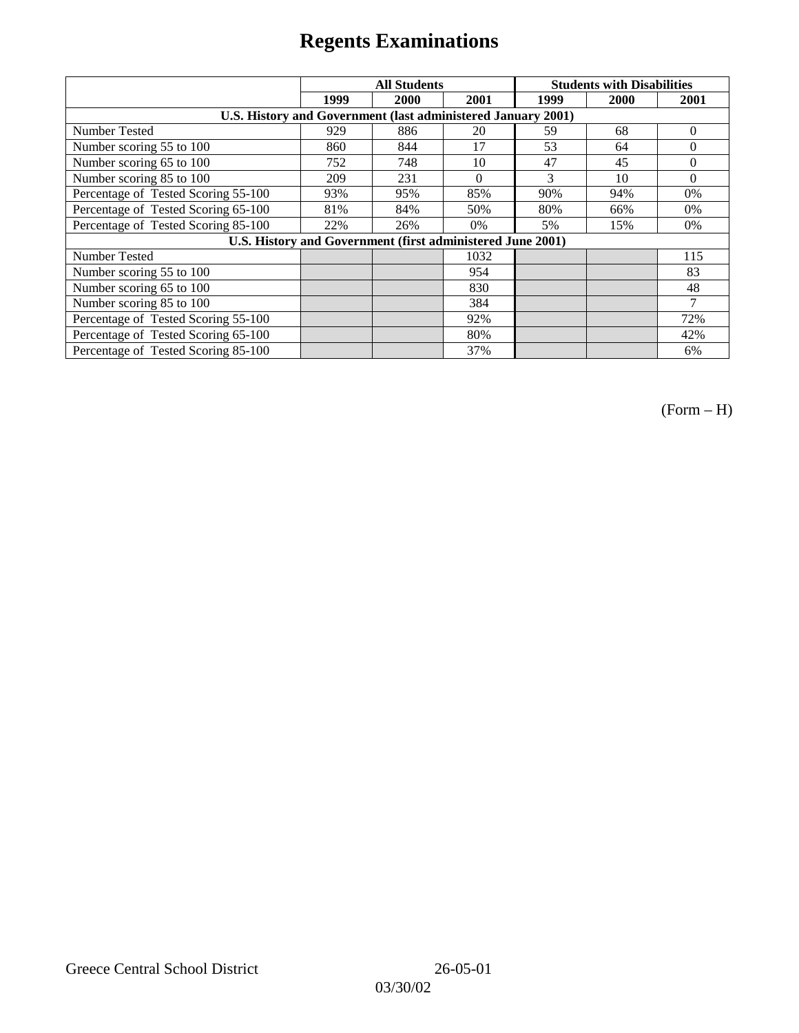# Regents Examinations

| | All Students | | | Students with Disabilities | | |
|---|---|---|---|---|---|---|
| | 1999 | 2000 | 2001 | 1999 | 2000 | 2001 |
| **U.S. History and Government (last administered January 2001)** | | | | | | |
| Number Tested | 929 | 886 | 20 | 59 | 68 | 0 |
| Number scoring 55 to 100 | 860 | 844 | 17 | 53 | 64 | 0 |
| Number scoring 65 to 100 | 752 | 748 | 10 | 47 | 45 | 0 |
| Number scoring 85 to 100 | 209 | 231 | 0 | 3 | 10 | 0 |
| Percentage of Tested Scoring 55-100 | 93% | 95% | 85% | 90% | 94% | 0% |
| Percentage of Tested Scoring 65-100 | 81% | 84% | 50% | 80% | 66% | 0% |
| Percentage of Tested Scoring 85-100 | 22% | 26% | 0% | 5% | 15% | 0% |
| **U.S. History and Government (first administered June 2001)** | | | | | | |
| Number Tested | | | 1032 | | | 115 |
| Number scoring 55 to 100 | | | 954 | | | 83 |
| Number scoring 65 to 100 | | | 830 | | | 48 |
| Number scoring 85 to 100 | | | 384 | | | 7 |
| Percentage of Tested Scoring 55-100 | | | 92% | | | 72% |
| Percentage of Tested Scoring 65-100 | | | 80% | | | 42% |
| Percentage of Tested Scoring 85-100 | | | 37% | | | 6% |

(Form – H)

Greece Central School District 26-05-01

03/30/02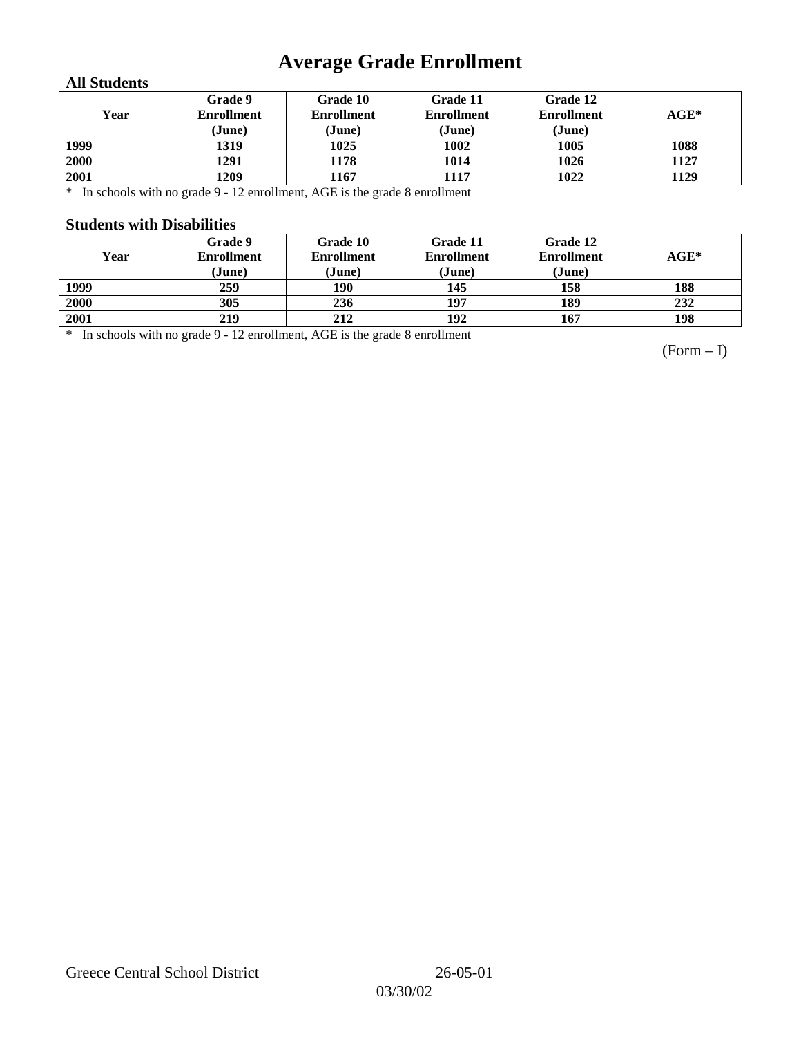# Average Grade Enrollment

### All Students

| Year | Grade 9 Enrollment (June) | Grade 10 Enrollment (June) | Grade 11 Enrollment (June) | Grade 12 Enrollment (June) | AGE* |
|---|---|---|---|---|---|
| 1999 | 1319 | 1025 | 1002 | 1005 | 1088 |
| 2000 | 1291 | 1178 | 1014 | 1026 | 1127 |
| 2001 | 1209 | 1167 | 1117 | 1022 | 1129 |

\* In schools with no grade 9 - 12 enrollment, AGE is the grade 8 enrollment

### Students with Disabilities

| Year | Grade 9 Enrollment (June) | Grade 10 Enrollment (June) | Grade 11 Enrollment (June) | Grade 12 Enrollment (June) | AGE* |
|---|---|---|---|---|---|
| 1999 | 259 | 190 | 145 | 158 | 188 |
| 2000 | 305 | 236 | 197 | 189 | 232 |
| 2001 | 219 | 212 | 192 | 167 | 198 |

\* In schools with no grade 9 - 12 enrollment, AGE is the grade 8 enrollment

(Form – I)

Greece Central School District 26-05-01

03/30/02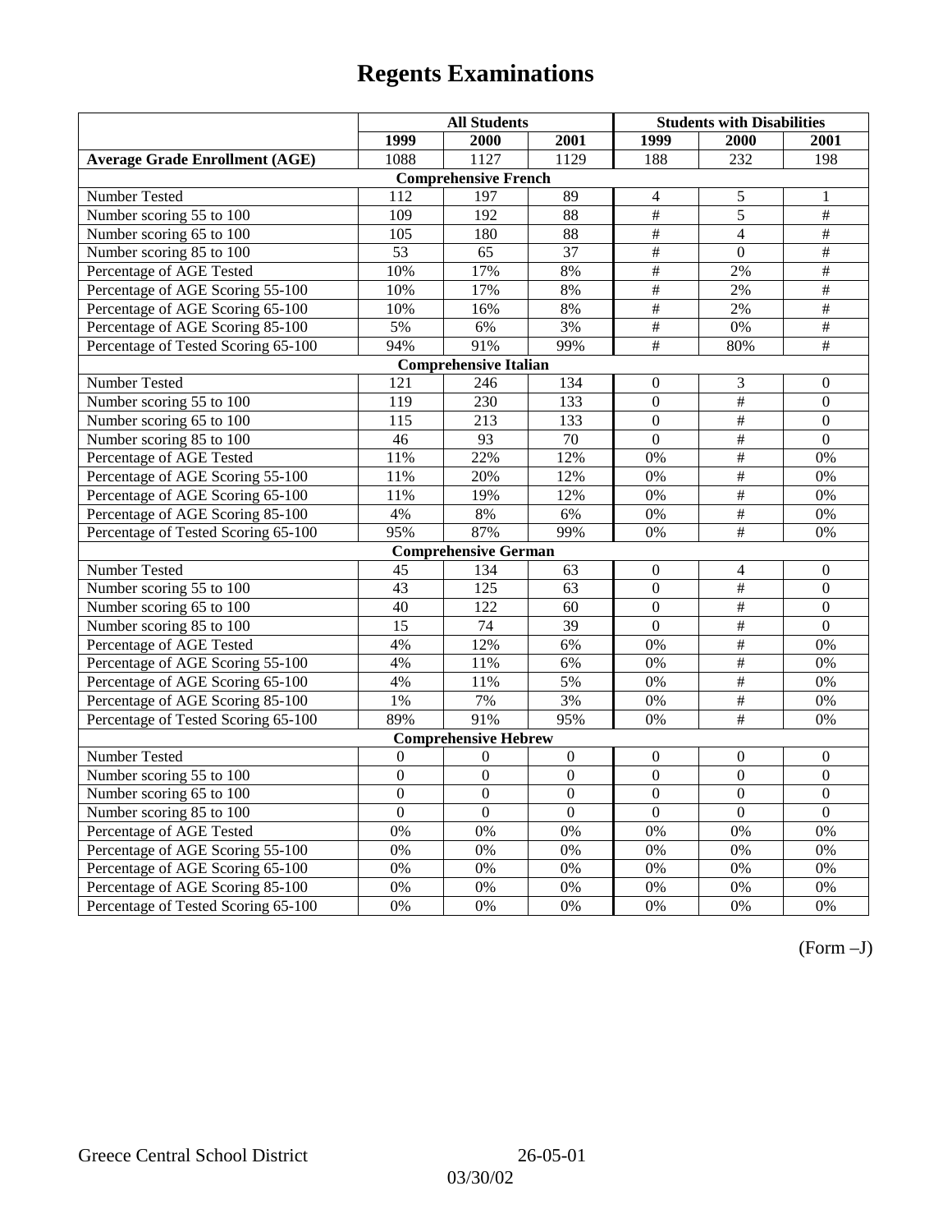# Regents Examinations

| | All Students | | | Students with Disabilities | | |
|---|---|---|---|---|---|---|
| | 1999 | 2000 | 2001 | 1999 | 2000 | 2001 |
| **Average Grade Enrollment (AGE)** | 1088 | 1127 | 1129 | 188 | 232 | 198 |
| **Comprehensive French** | | | | | | |
| Number Tested | 112 | 197 | 89 | 4 | 5 | 1 |
| Number scoring 55 to 100 | 109 | 192 | 88 | # | 5 | # |
| Number scoring 65 to 100 | 105 | 180 | 88 | # | 4 | # |
| Number scoring 85 to 100 | 53 | 65 | 37 | # | 0 | # |
| Percentage of AGE Tested | 10% | 17% | 8% | # | 2% | # |
| Percentage of AGE Scoring 55-100 | 10% | 17% | 8% | # | 2% | # |
| Percentage of AGE Scoring 65-100 | 10% | 16% | 8% | # | 2% | # |
| Percentage of AGE Scoring 85-100 | 5% | 6% | 3% | # | 0% | # |
| Percentage of Tested Scoring 65-100 | 94% | 91% | 99% | # | 80% | # |
| **Comprehensive Italian** | | | | | | |
| Number Tested | 121 | 246 | 134 | 0 | 3 | 0 |
| Number scoring 55 to 100 | 119 | 230 | 133 | 0 | # | 0 |
| Number scoring 65 to 100 | 115 | 213 | 133 | 0 | # | 0 |
| Number scoring 85 to 100 | 46 | 93 | 70 | 0 | # | 0 |
| Percentage of AGE Tested | 11% | 22% | 12% | 0% | # | 0% |
| Percentage of AGE Scoring 55-100 | 11% | 20% | 12% | 0% | # | 0% |
| Percentage of AGE Scoring 65-100 | 11% | 19% | 12% | 0% | # | 0% |
| Percentage of AGE Scoring 85-100 | 4% | 8% | 6% | 0% | # | 0% |
| Percentage of Tested Scoring 65-100 | 95% | 87% | 99% | 0% | # | 0% |
| **Comprehensive German** | | | | | | |
| Number Tested | 45 | 134 | 63 | 0 | 4 | 0 |
| Number scoring 55 to 100 | 43 | 125 | 63 | 0 | # | 0 |
| Number scoring 65 to 100 | 40 | 122 | 60 | 0 | # | 0 |
| Number scoring 85 to 100 | 15 | 74 | 39 | 0 | # | 0 |
| Percentage of AGE Tested | 4% | 12% | 6% | 0% | # | 0% |
| Percentage of AGE Scoring 55-100 | 4% | 11% | 6% | 0% | # | 0% |
| Percentage of AGE Scoring 65-100 | 4% | 11% | 5% | 0% | # | 0% |
| Percentage of AGE Scoring 85-100 | 1% | 7% | 3% | 0% | # | 0% |
| Percentage of Tested Scoring 65-100 | 89% | 91% | 95% | 0% | # | 0% |
| **Comprehensive Hebrew** | | | | | | |
| Number Tested | 0 | 0 | 0 | 0 | 0 | 0 |
| Number scoring 55 to 100 | 0 | 0 | 0 | 0 | 0 | 0 |
| Number scoring 65 to 100 | 0 | 0 | 0 | 0 | 0 | 0 |
| Number scoring 85 to 100 | 0 | 0 | 0 | 0 | 0 | 0 |
| Percentage of AGE Tested | 0% | 0% | 0% | 0% | 0% | 0% |
| Percentage of AGE Scoring 55-100 | 0% | 0% | 0% | 0% | 0% | 0% |
| Percentage of AGE Scoring 65-100 | 0% | 0% | 0% | 0% | 0% | 0% |
| Percentage of AGE Scoring 85-100 | 0% | 0% | 0% | 0% | 0% | 0% |
| Percentage of Tested Scoring 65-100 | 0% | 0% | 0% | 0% | 0% | 0% |

(Form –J)

Greece Central School District 26-05-01

03/30/02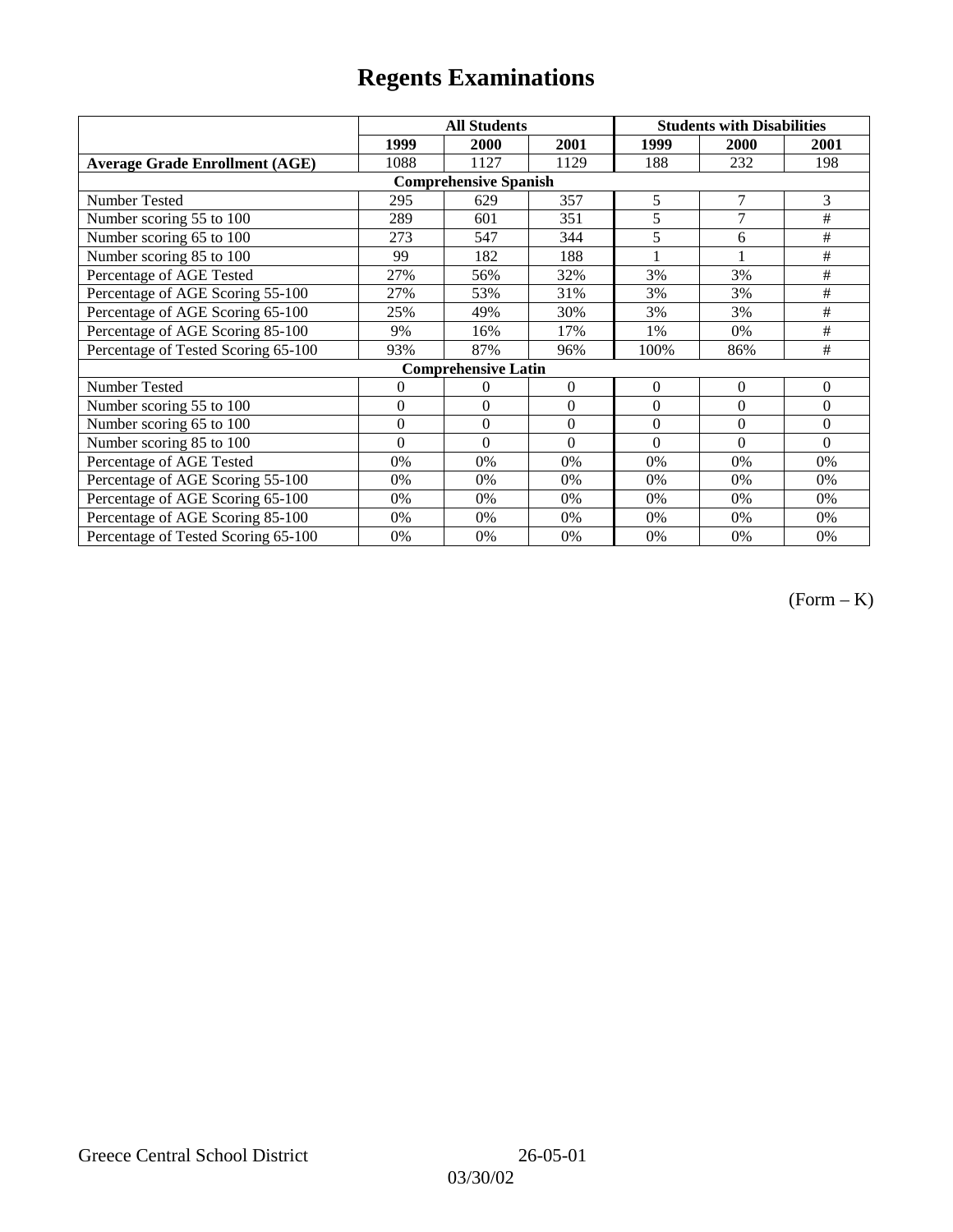# Regents Examinations

| | All Students | | | Students with Disabilities | | |
|---|---|---|---|---|---|---|
| | 1999 | 2000 | 2001 | 1999 | 2000 | 2001 |
| **Average Grade Enrollment (AGE)** | 1088 | 1127 | 1129 | 188 | 232 | 198 |
| **Comprehensive Spanish** | | | | | | |
| Number Tested | 295 | 629 | 357 | 5 | 7 | 3 |
| Number scoring 55 to 100 | 289 | 601 | 351 | 5 | 7 | # |
| Number scoring 65 to 100 | 273 | 547 | 344 | 5 | 6 | # |
| Number scoring 85 to 100 | 99 | 182 | 188 | 1 | 1 | # |
| Percentage of AGE Tested | 27% | 56% | 32% | 3% | 3% | # |
| Percentage of AGE Scoring 55-100 | 27% | 53% | 31% | 3% | 3% | # |
| Percentage of AGE Scoring 65-100 | 25% | 49% | 30% | 3% | 3% | # |
| Percentage of AGE Scoring 85-100 | 9% | 16% | 17% | 1% | 0% | # |
| Percentage of Tested Scoring 65-100 | 93% | 87% | 96% | 100% | 86% | # |
| **Comprehensive Latin** | | | | | | |
| Number Tested | 0 | 0 | 0 | 0 | 0 | 0 |
| Number scoring 55 to 100 | 0 | 0 | 0 | 0 | 0 | 0 |
| Number scoring 65 to 100 | 0 | 0 | 0 | 0 | 0 | 0 |
| Number scoring 85 to 100 | 0 | 0 | 0 | 0 | 0 | 0 |
| Percentage of AGE Tested | 0% | 0% | 0% | 0% | 0% | 0% |
| Percentage of AGE Scoring 55-100 | 0% | 0% | 0% | 0% | 0% | 0% |
| Percentage of AGE Scoring 65-100 | 0% | 0% | 0% | 0% | 0% | 0% |
| Percentage of AGE Scoring 85-100 | 0% | 0% | 0% | 0% | 0% | 0% |
| Percentage of Tested Scoring 65-100 | 0% | 0% | 0% | 0% | 0% | 0% |

(Form – K)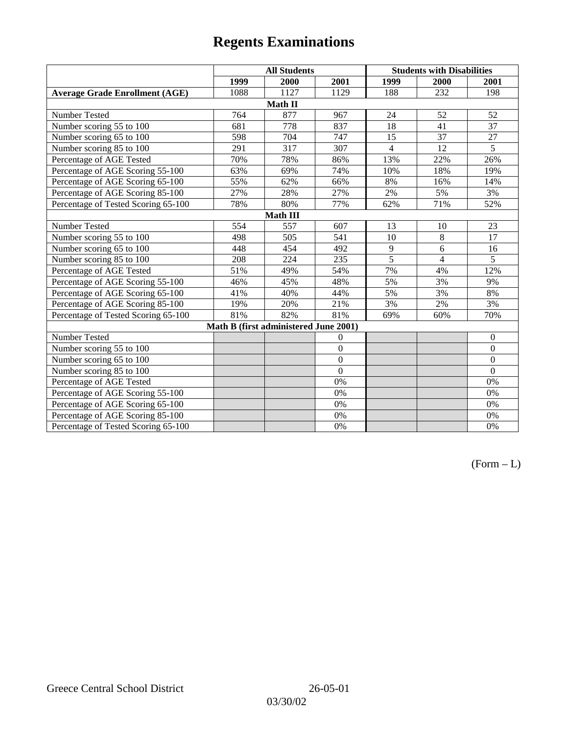# Regents Examinations

| | All Students | | | Students with Disabilities | | |
|---|---|---|---|---|---|---|
| | 1999 | 2000 | 2001 | 1999 | 2000 | 2001 |
| **Average Grade Enrollment (AGE)** | 1088 | 1127 | 1129 | 188 | 232 | 198 |
| **Math II** | | | | | | |
| Number Tested | 764 | 877 | 967 | 24 | 52 | 52 |
| Number scoring 55 to 100 | 681 | 778 | 837 | 18 | 41 | 37 |
| Number scoring 65 to 100 | 598 | 704 | 747 | 15 | 37 | 27 |
| Number scoring 85 to 100 | 291 | 317 | 307 | 4 | 12 | 5 |
| Percentage of AGE Tested | 70% | 78% | 86% | 13% | 22% | 26% |
| Percentage of AGE Scoring 55-100 | 63% | 69% | 74% | 10% | 18% | 19% |
| Percentage of AGE Scoring 65-100 | 55% | 62% | 66% | 8% | 16% | 14% |
| Percentage of AGE Scoring 85-100 | 27% | 28% | 27% | 2% | 5% | 3% |
| Percentage of Tested Scoring 65-100 | 78% | 80% | 77% | 62% | 71% | 52% |
| **Math III** | | | | | | |
| Number Tested | 554 | 557 | 607 | 13 | 10 | 23 |
| Number scoring 55 to 100 | 498 | 505 | 541 | 10 | 8 | 17 |
| Number scoring 65 to 100 | 448 | 454 | 492 | 9 | 6 | 16 |
| Number scoring 85 to 100 | 208 | 224 | 235 | 5 | 4 | 5 |
| Percentage of AGE Tested | 51% | 49% | 54% | 7% | 4% | 12% |
| Percentage of AGE Scoring 55-100 | 46% | 45% | 48% | 5% | 3% | 9% |
| Percentage of AGE Scoring 65-100 | 41% | 40% | 44% | 5% | 3% | 8% |
| Percentage of AGE Scoring 85-100 | 19% | 20% | 21% | 3% | 2% | 3% |
| Percentage of Tested Scoring 65-100 | 81% | 82% | 81% | 69% | 60% | 70% |
| **Math B (first administered June 2001)** | | | | | | |
| Number Tested | | | 0 | | | 0 |
| Number scoring 55 to 100 | | | 0 | | | 0 |
| Number scoring 65 to 100 | | | 0 | | | 0 |
| Number scoring 85 to 100 | | | 0 | | | 0 |
| Percentage of AGE Tested | | | 0% | | | 0% |
| Percentage of AGE Scoring 55-100 | | | 0% | | | 0% |
| Percentage of AGE Scoring 65-100 | | | 0% | | | 0% |
| Percentage of AGE Scoring 85-100 | | | 0% | | | 0% |
| Percentage of Tested Scoring 65-100 | | | 0% | | | 0% |

(Form – L)

Greece Central School District 26-05-01

03/30/02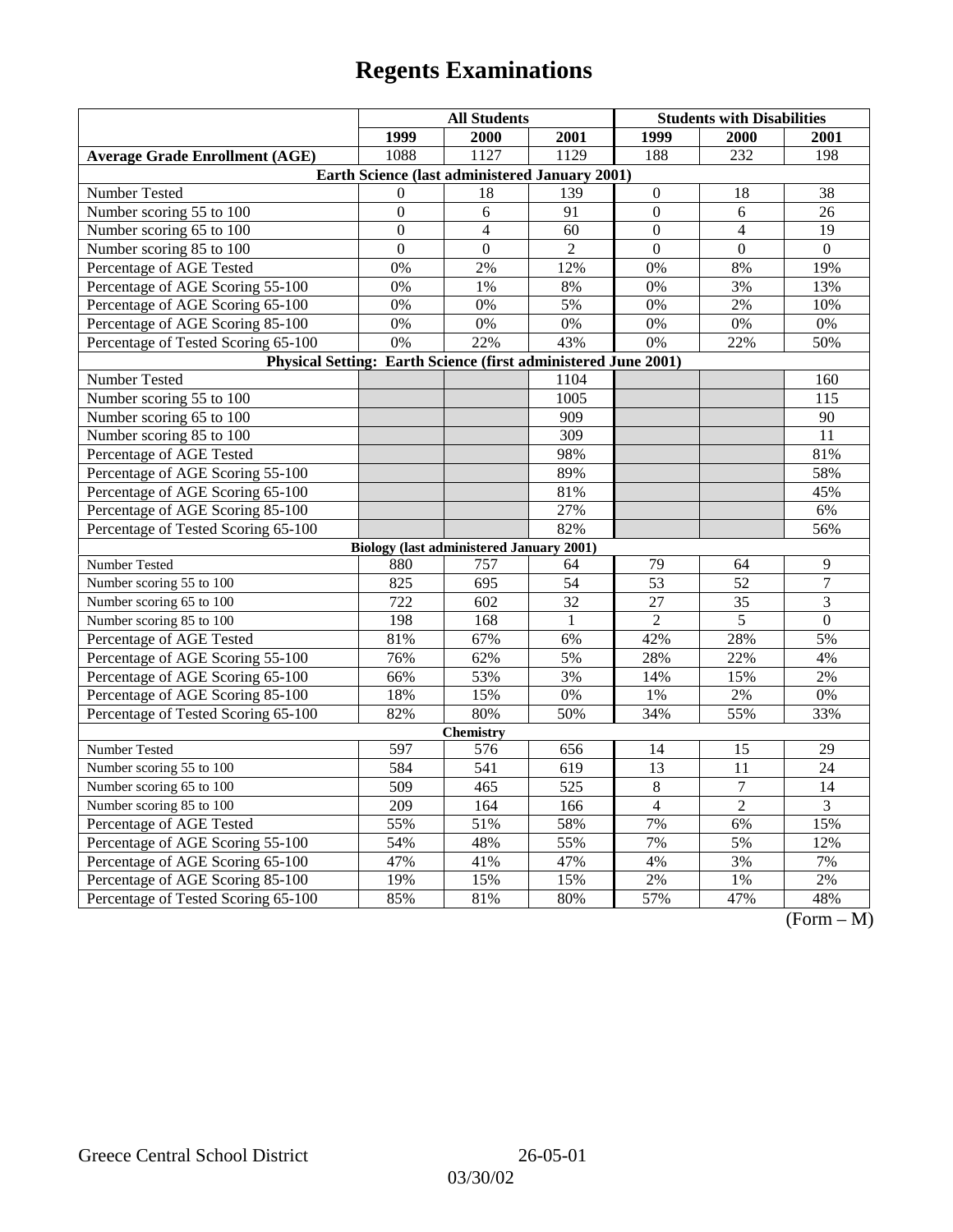# Regents Examinations

| | All Students | | | Students with Disabilities | | |
|---|---|---|---|---|---|---|
| | 1999 | 2000 | 2001 | 1999 | 2000 | 2001 |
| **Average Grade Enrollment (AGE)** | 1088 | 1127 | 1129 | 188 | 232 | 198 |
| **Earth Science (last administered January 2001)** | | | | | | |
| Number Tested | 0 | 18 | 139 | 0 | 18 | 38 |
| Number scoring 55 to 100 | 0 | 6 | 91 | 0 | 6 | 26 |
| Number scoring 65 to 100 | 0 | 4 | 60 | 0 | 4 | 19 |
| Number scoring 85 to 100 | 0 | 0 | 2 | 0 | 0 | 0 |
| Percentage of AGE Tested | 0% | 2% | 12% | 0% | 8% | 19% |
| Percentage of AGE Scoring 55-100 | 0% | 1% | 8% | 0% | 3% | 13% |
| Percentage of AGE Scoring 65-100 | 0% | 0% | 5% | 0% | 2% | 10% |
| Percentage of AGE Scoring 85-100 | 0% | 0% | 0% | 0% | 0% | 0% |
| Percentage of Tested Scoring 65-100 | 0% | 22% | 43% | 0% | 22% | 50% |
| **Physical Setting: Earth Science (first administered June 2001)** | | | | | | |
| Number Tested | | | 1104 | | | 160 |
| Number scoring 55 to 100 | | | 1005 | | | 115 |
| Number scoring 65 to 100 | | | 909 | | | 90 |
| Number scoring 85 to 100 | | | 309 | | | 11 |
| Percentage of AGE Tested | | | 98% | | | 81% |
| Percentage of AGE Scoring 55-100 | | | 89% | | | 58% |
| Percentage of AGE Scoring 65-100 | | | 81% | | | 45% |
| Percentage of AGE Scoring 85-100 | | | 27% | | | 6% |
| Percentage of Tested Scoring 65-100 | | | 82% | | | 56% |
| **Biology (last administered January 2001)** | | | | | | |
| Number Tested | 880 | 757 | 64 | 79 | 64 | 9 |
| Number scoring 55 to 100 | 825 | 695 | 54 | 53 | 52 | 7 |
| Number scoring 65 to 100 | 722 | 602 | 32 | 27 | 35 | 3 |
| Number scoring 85 to 100 | 198 | 168 | 1 | 2 | 5 | 0 |
| Percentage of AGE Tested | 81% | 67% | 6% | 42% | 28% | 5% |
| Percentage of AGE Scoring 55-100 | 76% | 62% | 5% | 28% | 22% | 4% |
| Percentage of AGE Scoring 65-100 | 66% | 53% | 3% | 14% | 15% | 2% |
| Percentage of AGE Scoring 85-100 | 18% | 15% | 0% | 1% | 2% | 0% |
| Percentage of Tested Scoring 65-100 | 82% | 80% | 50% | 34% | 55% | 33% |
| **Chemistry** | | | | | | |
| Number Tested | 597 | 576 | 656 | 14 | 15 | 29 |
| Number scoring 55 to 100 | 584 | 541 | 619 | 13 | 11 | 24 |
| Number scoring 65 to 100 | 509 | 465 | 525 | 8 | 7 | 14 |
| Number scoring 85 to 100 | 209 | 164 | 166 | 4 | 2 | 3 |
| Percentage of AGE Tested | 55% | 51% | 58% | 7% | 6% | 15% |
| Percentage of AGE Scoring 55-100 | 54% | 48% | 55% | 7% | 5% | 12% |
| Percentage of AGE Scoring 65-100 | 47% | 41% | 47% | 4% | 3% | 7% |
| Percentage of AGE Scoring 85-100 | 19% | 15% | 15% | 2% | 1% | 2% |
| Percentage of Tested Scoring 65-100 | 85% | 81% | 80% | 57% | 47% | 48% |

(Form – M)

Greece Central School District 26-05-01

03/30/02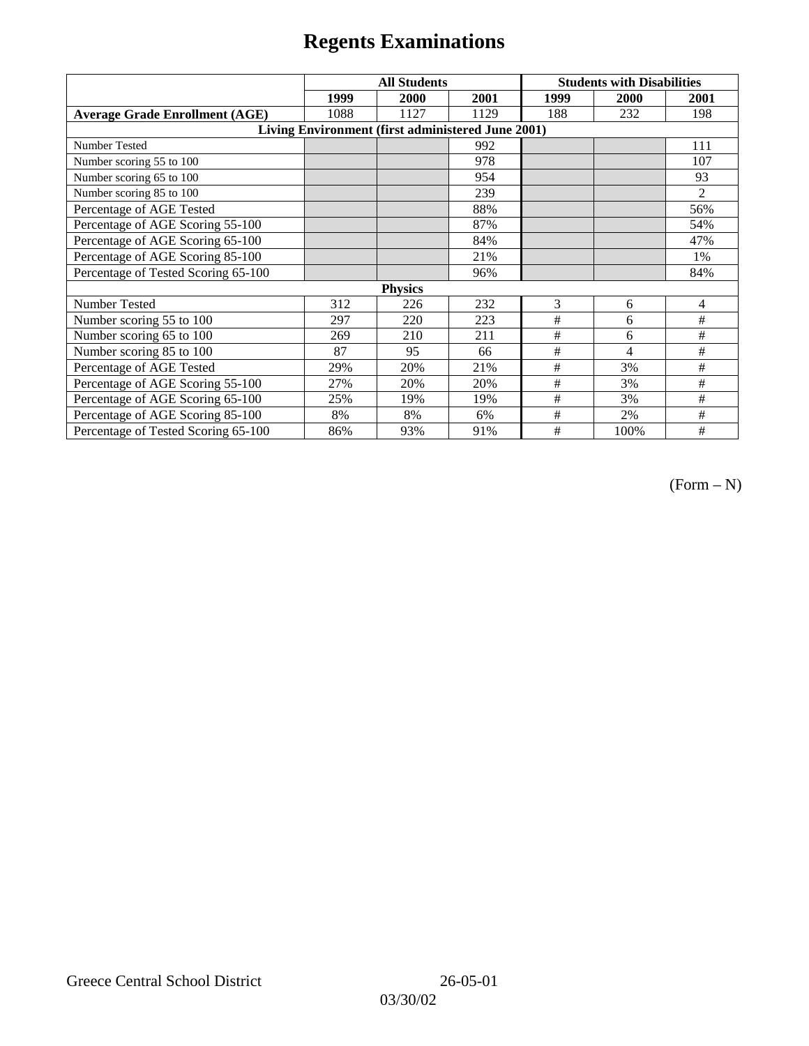# Regents Examinations

| | All Students | | | Students with Disabilities | | |
|---|---|---|---|---|---|---|
| | 1999 | 2000 | 2001 | 1999 | 2000 | 2001 |
| **Average Grade Enrollment (AGE)** | 1088 | 1127 | 1129 | 188 | 232 | 198 |
| **Living Environment (first administered June 2001)** | | | | | | |
| Number Tested | | | 992 | | | 111 |
| Number scoring 55 to 100 | | | 978 | | | 107 |
| Number scoring 65 to 100 | | | 954 | | | 93 |
| Number scoring 85 to 100 | | | 239 | | | 2 |
| Percentage of AGE Tested | | | 88% | | | 56% |
| Percentage of AGE Scoring 55-100 | | | 87% | | | 54% |
| Percentage of AGE Scoring 65-100 | | | 84% | | | 47% |
| Percentage of AGE Scoring 85-100 | | | 21% | | | 1% |
| Percentage of Tested Scoring 65-100 | | | 96% | | | 84% |
| **Physics** | | | | | | |
| Number Tested | 312 | 226 | 232 | 3 | 6 | 4 |
| Number scoring 55 to 100 | 297 | 220 | 223 | # | 6 | # |
| Number scoring 65 to 100 | 269 | 210 | 211 | # | 6 | # |
| Number scoring 85 to 100 | 87 | 95 | 66 | # | 4 | # |
| Percentage of AGE Tested | 29% | 20% | 21% | # | 3% | # |
| Percentage of AGE Scoring 55-100 | 27% | 20% | 20% | # | 3% | # |
| Percentage of AGE Scoring 65-100 | 25% | 19% | 19% | # | 3% | # |
| Percentage of AGE Scoring 85-100 | 8% | 8% | 6% | # | 2% | # |
| Percentage of Tested Scoring 65-100 | 86% | 93% | 91% | # | 100% | # |

(Form – N)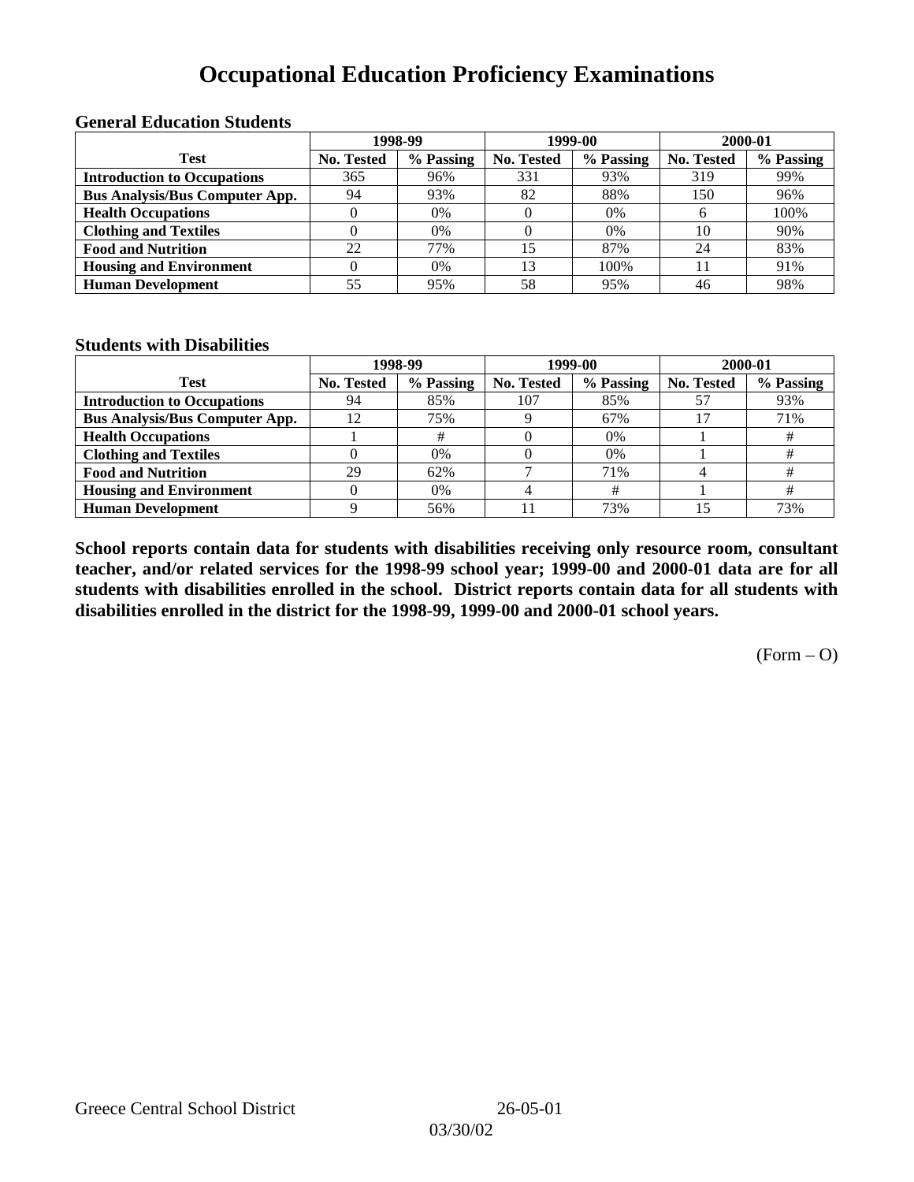# Occupational Education Proficiency Examinations

### General Education Students

| Test | 1998-99 | | 1999-00 | | 2000-01 | |
|---|---|---|---|---|---|---|
| | No. Tested | % Passing | No. Tested | % Passing | No. Tested | % Passing |
| **Introduction to Occupations** | 365 | 96% | 331 | 93% | 319 | 99% |
| **Bus Analysis/Bus Computer App.** | 94 | 93% | 82 | 88% | 150 | 96% |
| **Health Occupations** | 0 | 0% | 0 | 0% | 6 | 100% |
| **Clothing and Textiles** | 0 | 0% | 0 | 0% | 10 | 90% |
| **Food and Nutrition** | 22 | 77% | 15 | 87% | 24 | 83% |
| **Housing and Environment** | 0 | 0% | 13 | 100% | 11 | 91% |
| **Human Development** | 55 | 95% | 58 | 95% | 46 | 98% |

### Students with Disabilities

| Test | 1998-99 | | 1999-00 | | 2000-01 | |
|---|---|---|---|---|---|---|
| | No. Tested | % Passing | No. Tested | % Passing | No. Tested | % Passing |
| **Introduction to Occupations** | 94 | 85% | 107 | 85% | 57 | 93% |
| **Bus Analysis/Bus Computer App.** | 12 | 75% | 9 | 67% | 17 | 71% |
| **Health Occupations** | 1 | # | 0 | 0% | 1 | # |
| **Clothing and Textiles** | 0 | 0% | 0 | 0% | 1 | # |
| **Food and Nutrition** | 29 | 62% | 7 | 71% | 4 | # |
| **Housing and Environment** | 0 | 0% | 4 | # | 1 | # |
| **Human Development** | 9 | 56% | 11 | 73% | 15 | 73% |

**School reports contain data for students with disabilities receiving only resource room, consultant teacher, and/or related services for the 1998-99 school year; 1999-00 and 2000-01 data are for all students with disabilities enrolled in the school. District reports contain data for all students with disabilities enrolled in the district for the 1998-99, 1999-00 and 2000-01 school years.**

(Form – O)